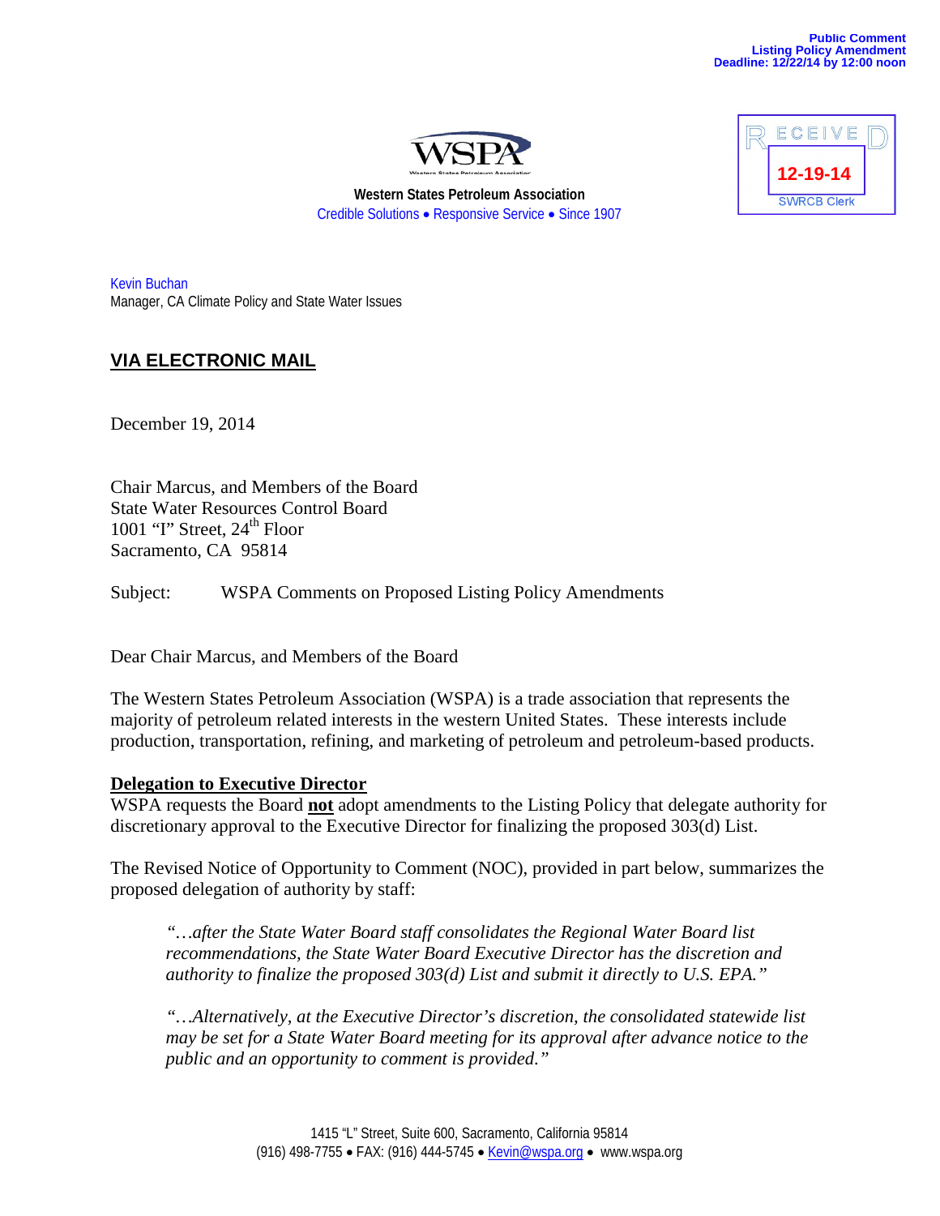Public Comment
Listing Policy Amendment
Deadline: 12/22/14 by 12:00 noon

RECEIVED
12-19-14
SWRCB Clerk

WSPA

**Western States Petroleum Association**
Credible Solutions • Responsive Service • Since 1907

Kevin Buchan
Manager, CA Climate Policy and State Water Issues

**VIA ELECTRONIC MAIL**

December 19, 2014

Chair Marcus, and Members of the Board
State Water Resources Control Board
1001 "I" Street, 24th Floor
Sacramento, CA 95814

Subject: WSPA Comments on Proposed Listing Policy Amendments

Dear Chair Marcus, and Members of the Board

The Western States Petroleum Association (WSPA) is a trade association that represents the majority of petroleum related interests in the western United States. These interests include production, transportation, refining, and marketing of petroleum and petroleum-based products.

**Delegation to Executive Director**

WSPA requests the Board **not** adopt amendments to the Listing Policy that delegate authority for discretionary approval to the Executive Director for finalizing the proposed 303(d) List.

The Revised Notice of Opportunity to Comment (NOC), provided in part below, summarizes the proposed delegation of authority by staff:

> *"…after the State Water Board staff consolidates the Regional Water Board list recommendations, the State Water Board Executive Director has the discretion and authority to finalize the proposed 303(d) List and submit it directly to U.S. EPA."*
>
> *"…Alternatively, at the Executive Director's discretion, the consolidated statewide list may be set for a State Water Board meeting for its approval after advance notice to the public and an opportunity to comment is provided."*

1415 "L" Street, Suite 600, Sacramento, California 95814
(916) 498-7755 • FAX: (916) 444-5745 • Kevin@wspa.org • www.wspa.org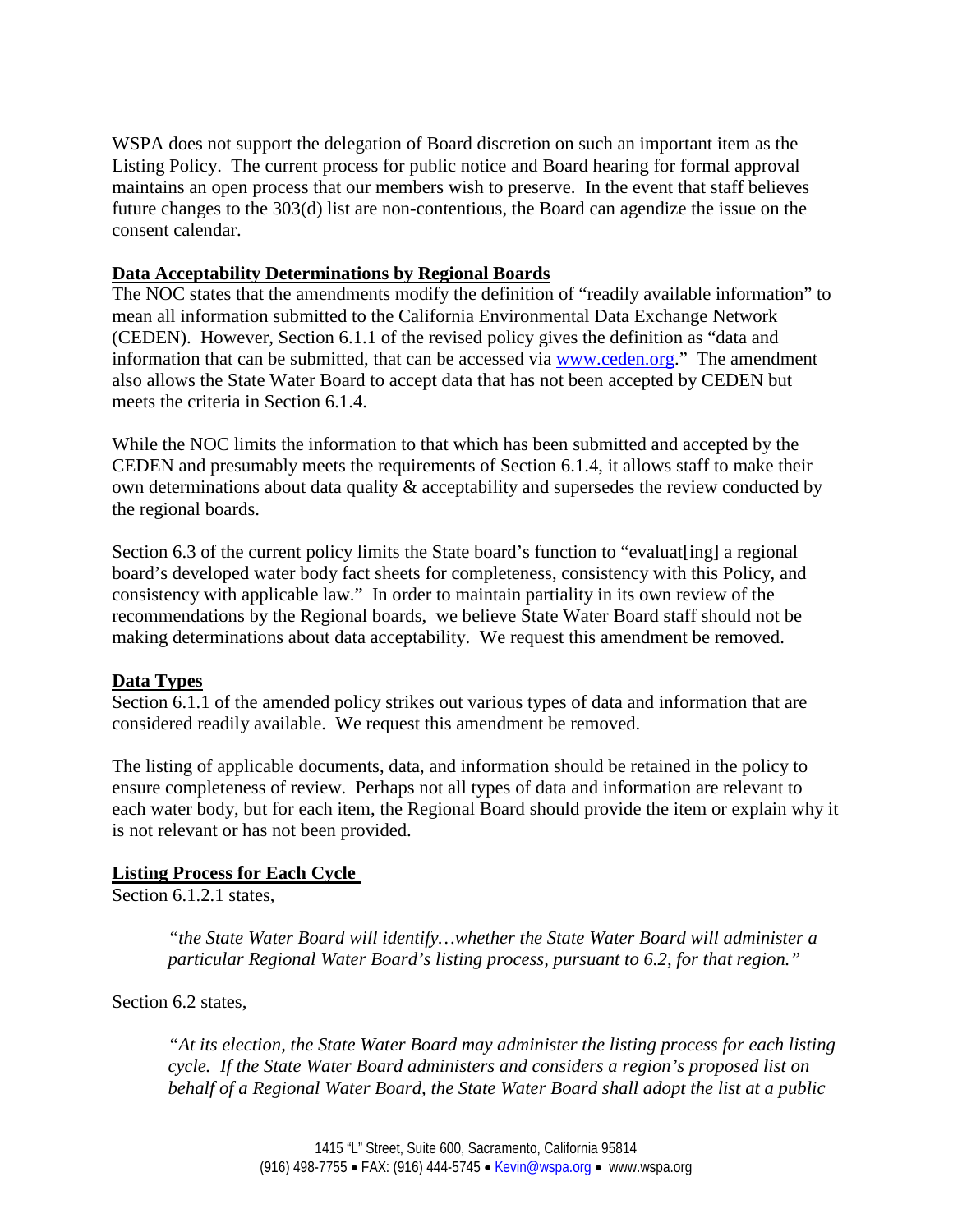WSPA does not support the delegation of Board discretion on such an important item as the Listing Policy. The current process for public notice and Board hearing for formal approval maintains an open process that our members wish to preserve. In the event that staff believes future changes to the 303(d) list are non-contentious, the Board can agendize the issue on the consent calendar.

**Data Acceptability Determinations by Regional Boards**

The NOC states that the amendments modify the definition of "readily available information" to mean all information submitted to the California Environmental Data Exchange Network (CEDEN). However, Section 6.1.1 of the revised policy gives the definition as "data and information that can be submitted, that can be accessed via www.ceden.org." The amendment also allows the State Water Board to accept data that has not been accepted by CEDEN but meets the criteria in Section 6.1.4.

While the NOC limits the information to that which has been submitted and accepted by the CEDEN and presumably meets the requirements of Section 6.1.4, it allows staff to make their own determinations about data quality & acceptability and supersedes the review conducted by the regional boards.

Section 6.3 of the current policy limits the State board's function to "evaluat[ing] a regional board's developed water body fact sheets for completeness, consistency with this Policy, and consistency with applicable law." In order to maintain partiality in its own review of the recommendations by the Regional boards, we believe State Water Board staff should not be making determinations about data acceptability. We request this amendment be removed.

**Data Types**

Section 6.1.1 of the amended policy strikes out various types of data and information that are considered readily available. We request this amendment be removed.

The listing of applicable documents, data, and information should be retained in the policy to ensure completeness of review. Perhaps not all types of data and information are relevant to each water body, but for each item, the Regional Board should provide the item or explain why it is not relevant or has not been provided.

**Listing Process for Each Cycle**

Section 6.1.2.1 states,

> *"the State Water Board will identify…whether the State Water Board will administer a particular Regional Water Board's listing process, pursuant to 6.2, for that region."*

Section 6.2 states,

> *"At its election, the State Water Board may administer the listing process for each listing cycle. If the State Water Board administers and considers a region's proposed list on behalf of a Regional Water Board, the State Water Board shall adopt the list at a public*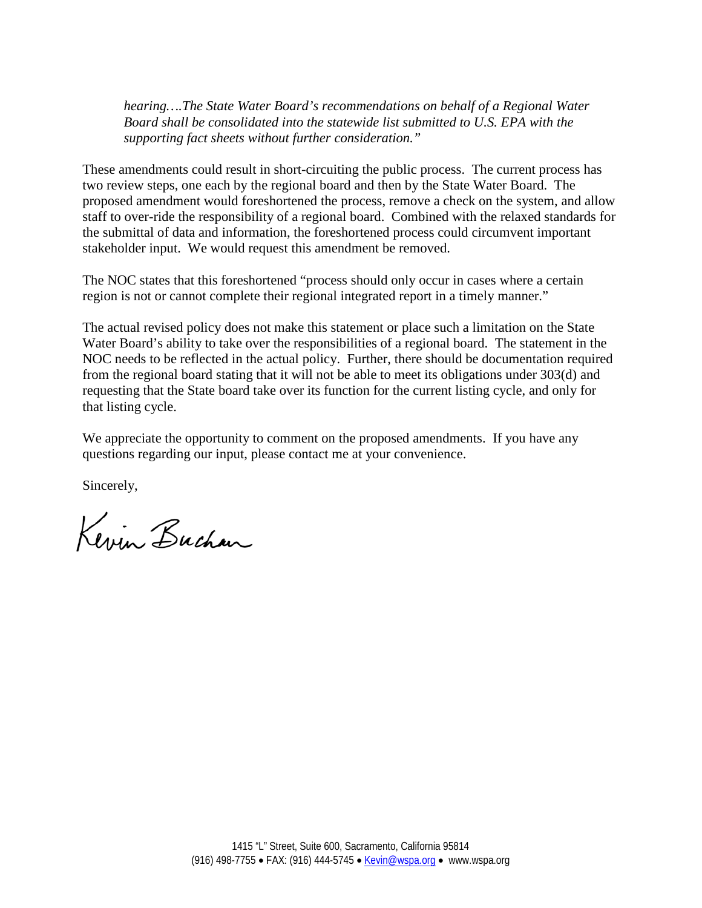*hearing….The State Water Board's recommendations on behalf of a Regional Water Board shall be consolidated into the statewide list submitted to U.S. EPA with the supporting fact sheets without further consideration."*

These amendments could result in short-circuiting the public process. The current process has two review steps, one each by the regional board and then by the State Water Board. The proposed amendment would foreshortened the process, remove a check on the system, and allow staff to over-ride the responsibility of a regional board. Combined with the relaxed standards for the submittal of data and information, the foreshortened process could circumvent important stakeholder input. We would request this amendment be removed.

The NOC states that this foreshortened "process should only occur in cases where a certain region is not or cannot complete their regional integrated report in a timely manner."

The actual revised policy does not make this statement or place such a limitation on the State Water Board's ability to take over the responsibilities of a regional board. The statement in the NOC needs to be reflected in the actual policy. Further, there should be documentation required from the regional board stating that it will not be able to meet its obligations under 303(d) and requesting that the State board take over its function for the current listing cycle, and only for that listing cycle.

We appreciate the opportunity to comment on the proposed amendments. If you have any questions regarding our input, please contact me at your convenience.

Sincerely,

Kevin Buchan

1415 "L" Street, Suite 600, Sacramento, California 95814
(916) 498-7755 • FAX: (916) 444-5745 • Kevin@wspa.org • www.wspa.org